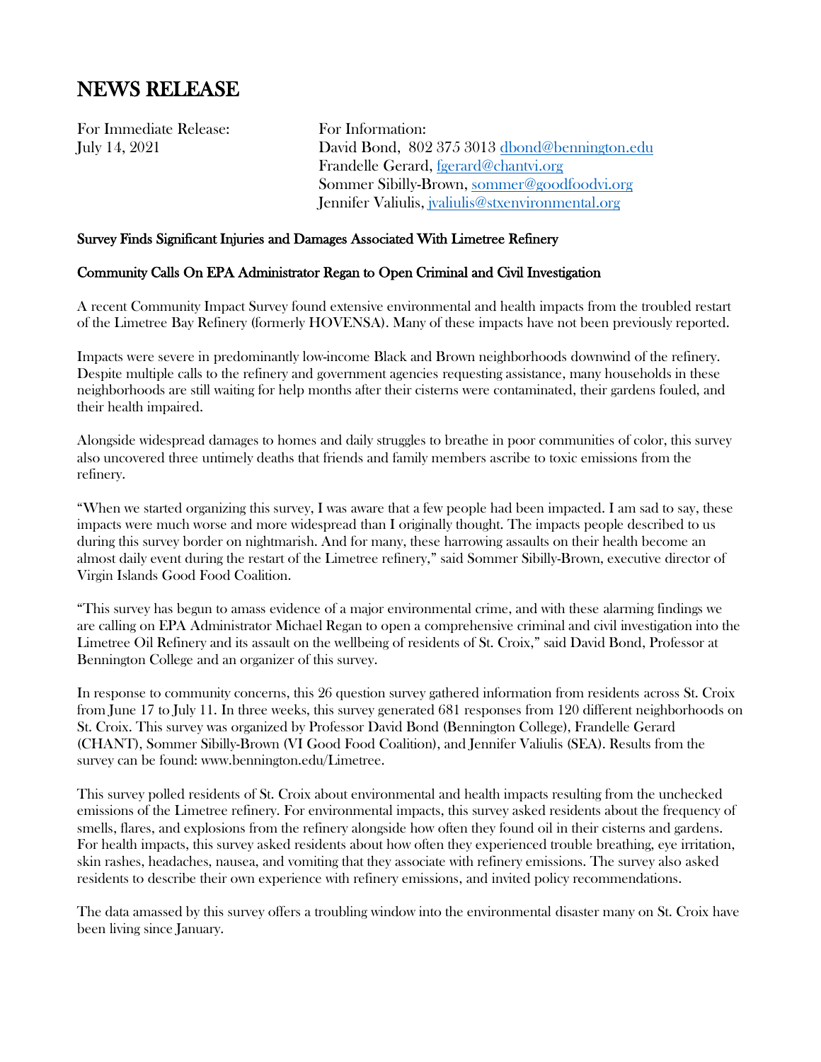# NEWS RELEASE

For Immediate Release:
July 14, 2021

For Information:
David Bond, 802 375 3013 dbond@bennington.edu
Frandelle Gerard, fgerard@chantvi.org
Sommer Sibilly-Brown, sommer@goodfoodvi.org
Jennifer Valiulis, jvaliulis@stxenvironmental.org

**Survey Finds Significant Injuries and Damages Associated With Limetree Refinery**

**Community Calls On EPA Administrator Regan to Open Criminal and Civil Investigation**

A recent Community Impact Survey found extensive environmental and health impacts from the troubled restart of the Limetree Bay Refinery (formerly HOVENSA). Many of these impacts have not been previously reported.

Impacts were severe in predominantly low-income Black and Brown neighborhoods downwind of the refinery. Despite multiple calls to the refinery and government agencies requesting assistance, many households in these neighborhoods are still waiting for help months after their cisterns were contaminated, their gardens fouled, and their health impaired.

Alongside widespread damages to homes and daily struggles to breathe in poor communities of color, this survey also uncovered three untimely deaths that friends and family members ascribe to toxic emissions from the refinery.

"When we started organizing this survey, I was aware that a few people had been impacted. I am sad to say, these impacts were much worse and more widespread than I originally thought. The impacts people described to us during this survey border on nightmarish. And for many, these harrowing assaults on their health become an almost daily event during the restart of the Limetree refinery," said Sommer Sibilly-Brown, executive director of Virgin Islands Good Food Coalition.

"This survey has begun to amass evidence of a major environmental crime, and with these alarming findings we are calling on EPA Administrator Michael Regan to open a comprehensive criminal and civil investigation into the Limetree Oil Refinery and its assault on the wellbeing of residents of St. Croix," said David Bond, Professor at Bennington College and an organizer of this survey.

In response to community concerns, this 26 question survey gathered information from residents across St. Croix from June 17 to July 11. In three weeks, this survey generated 681 responses from 120 different neighborhoods on St. Croix. This survey was organized by Professor David Bond (Bennington College), Frandelle Gerard (CHANT), Sommer Sibilly-Brown (VI Good Food Coalition), and Jennifer Valiulis (SEA). Results from the survey can be found: www.bennington.edu/Limetree.

This survey polled residents of St. Croix about environmental and health impacts resulting from the unchecked emissions of the Limetree refinery. For environmental impacts, this survey asked residents about the frequency of smells, flares, and explosions from the refinery alongside how often they found oil in their cisterns and gardens. For health impacts, this survey asked residents about how often they experienced trouble breathing, eye irritation, skin rashes, headaches, nausea, and vomiting that they associate with refinery emissions. The survey also asked residents to describe their own experience with refinery emissions, and invited policy recommendations.

The data amassed by this survey offers a troubling window into the environmental disaster many on St. Croix have been living since January.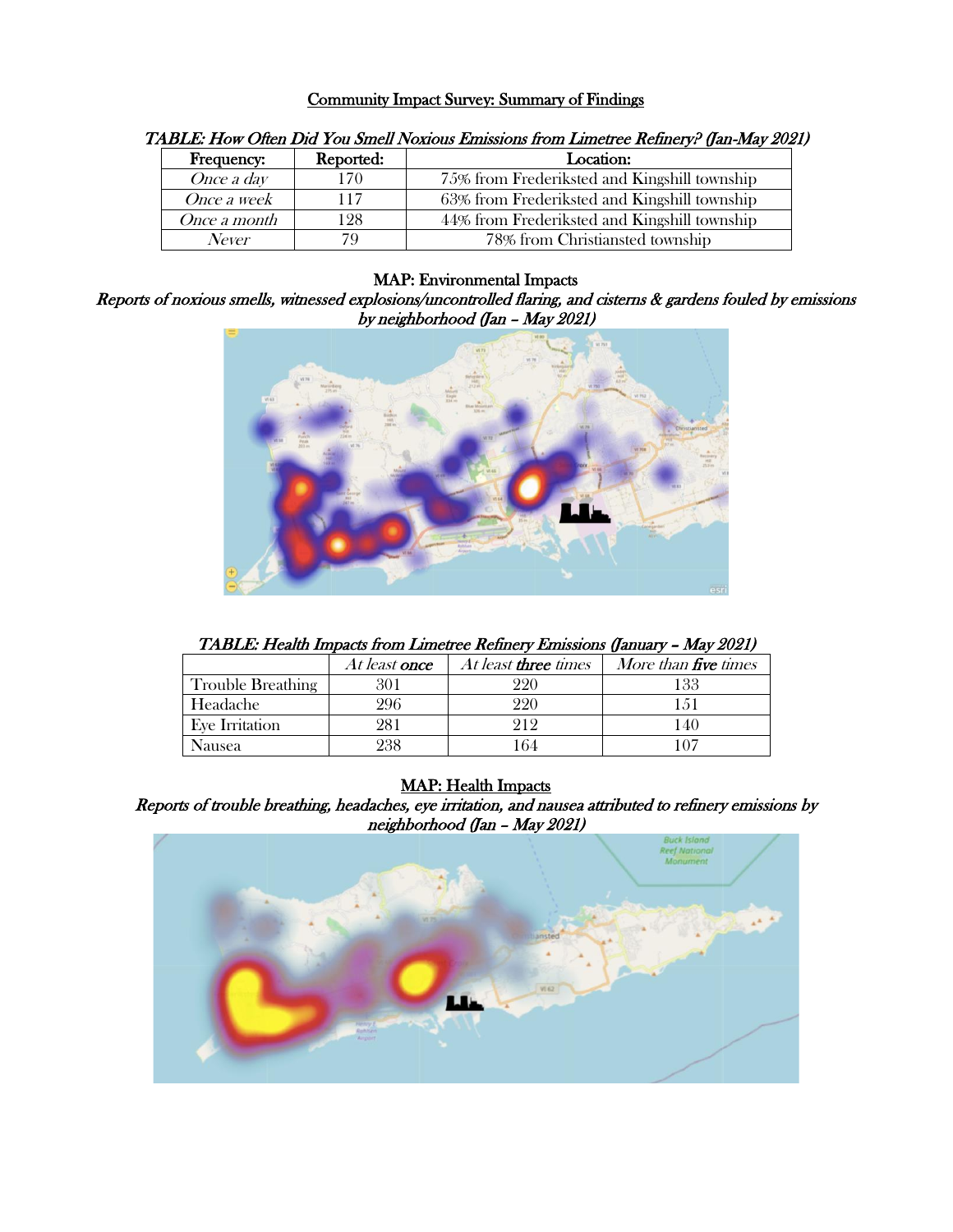## Community Impact Survey: Summary of Findings

*TABLE: How Often Did You Smell Noxious Emissions from Limetree Refinery? (Jan-May 2021)*

| Frequency: | Reported: | Location: |
|---|---|---|
| *Once a day* | 170 | 75% from Frederiksted and Kingshill township |
| *Once a week* | 117 | 63% from Frederiksted and Kingshill township |
| *Once a month* | 128 | 44% from Frederiksted and Kingshill township |
| *Never* | 79 | 78% from Christiansted township |

### MAP: Environmental Impacts

*Reports of noxious smells, witnessed explosions/uncontrolled flaring, and cisterns & gardens fouled by emissions by neighborhood (Jan – May 2021)*

*TABLE: Health Impacts from Limetree Refinery Emissions (January – May 2021)*

| | *At least **once*** | *At least **three** times* | *More than **five** times* |
|---|---|---|---|
| Trouble Breathing | 301 | 220 | 133 |
| Headache | 296 | 220 | 151 |
| Eye Irritation | 281 | 212 | 140 |
| Nausea | 238 | 164 | 107 |

### MAP: Health Impacts

*Reports of trouble breathing, headaches, eye irritation, and nausea attributed to refinery emissions by neighborhood (Jan – May 2021)*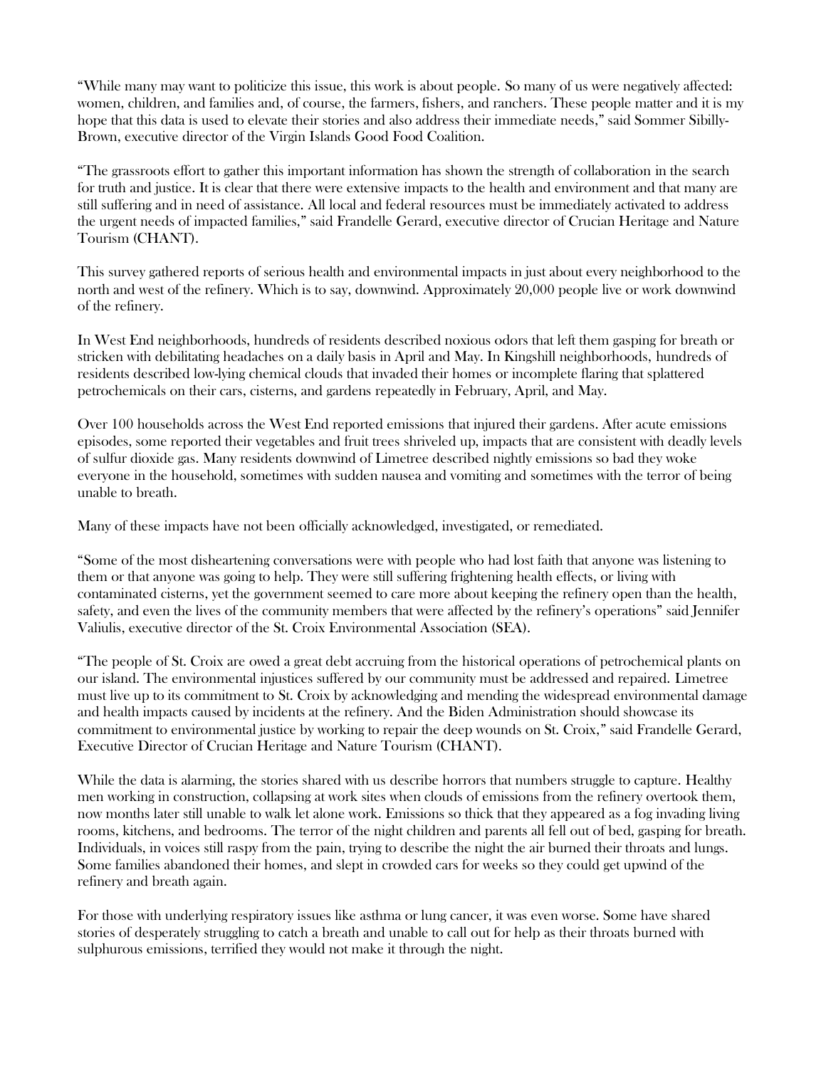"While many may want to politicize this issue, this work is about people. So many of us were negatively affected: women, children, and families and, of course, the farmers, fishers, and ranchers. These people matter and it is my hope that this data is used to elevate their stories and also address their immediate needs," said Sommer Sibilly-Brown, executive director of the Virgin Islands Good Food Coalition.

"The grassroots effort to gather this important information has shown the strength of collaboration in the search for truth and justice. It is clear that there were extensive impacts to the health and environment and that many are still suffering and in need of assistance. All local and federal resources must be immediately activated to address the urgent needs of impacted families," said Frandelle Gerard, executive director of Crucian Heritage and Nature Tourism (CHANT).

This survey gathered reports of serious health and environmental impacts in just about every neighborhood to the north and west of the refinery. Which is to say, downwind. Approximately 20,000 people live or work downwind of the refinery.

In West End neighborhoods, hundreds of residents described noxious odors that left them gasping for breath or stricken with debilitating headaches on a daily basis in April and May. In Kingshill neighborhoods, hundreds of residents described low-lying chemical clouds that invaded their homes or incomplete flaring that splattered petrochemicals on their cars, cisterns, and gardens repeatedly in February, April, and May.

Over 100 households across the West End reported emissions that injured their gardens. After acute emissions episodes, some reported their vegetables and fruit trees shriveled up, impacts that are consistent with deadly levels of sulfur dioxide gas. Many residents downwind of Limetree described nightly emissions so bad they woke everyone in the household, sometimes with sudden nausea and vomiting and sometimes with the terror of being unable to breath.

Many of these impacts have not been officially acknowledged, investigated, or remediated.

"Some of the most disheartening conversations were with people who had lost faith that anyone was listening to them or that anyone was going to help. They were still suffering frightening health effects, or living with contaminated cisterns, yet the government seemed to care more about keeping the refinery open than the health, safety, and even the lives of the community members that were affected by the refinery's operations" said Jennifer Valiulis, executive director of the St. Croix Environmental Association (SEA).

"The people of St. Croix are owed a great debt accruing from the historical operations of petrochemical plants on our island. The environmental injustices suffered by our community must be addressed and repaired. Limetree must live up to its commitment to St. Croix by acknowledging and mending the widespread environmental damage and health impacts caused by incidents at the refinery. And the Biden Administration should showcase its commitment to environmental justice by working to repair the deep wounds on St. Croix," said Frandelle Gerard, Executive Director of Crucian Heritage and Nature Tourism (CHANT).

While the data is alarming, the stories shared with us describe horrors that numbers struggle to capture. Healthy men working in construction, collapsing at work sites when clouds of emissions from the refinery overtook them, now months later still unable to walk let alone work. Emissions so thick that they appeared as a fog invading living rooms, kitchens, and bedrooms. The terror of the night children and parents all fell out of bed, gasping for breath. Individuals, in voices still raspy from the pain, trying to describe the night the air burned their throats and lungs. Some families abandoned their homes, and slept in crowded cars for weeks so they could get upwind of the refinery and breath again.

For those with underlying respiratory issues like asthma or lung cancer, it was even worse. Some have shared stories of desperately struggling to catch a breath and unable to call out for help as their throats burned with sulphurous emissions, terrified they would not make it through the night.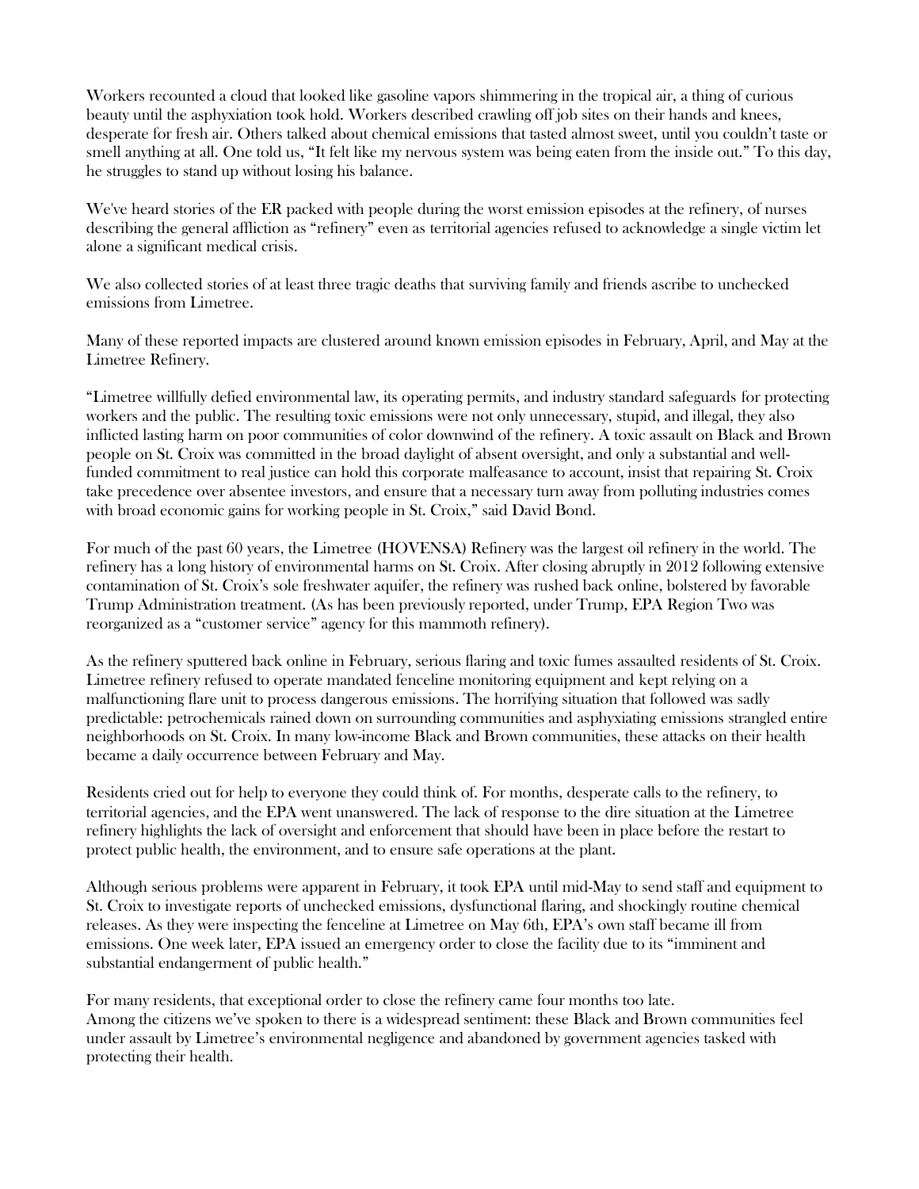Workers recounted a cloud that looked like gasoline vapors shimmering in the tropical air, a thing of curious beauty until the asphyxiation took hold. Workers described crawling off job sites on their hands and knees, desperate for fresh air. Others talked about chemical emissions that tasted almost sweet, until you couldn't taste or smell anything at all. One told us, "It felt like my nervous system was being eaten from the inside out." To this day, he struggles to stand up without losing his balance.

We've heard stories of the ER packed with people during the worst emission episodes at the refinery, of nurses describing the general affliction as "refinery" even as territorial agencies refused to acknowledge a single victim let alone a significant medical crisis.

We also collected stories of at least three tragic deaths that surviving family and friends ascribe to unchecked emissions from Limetree.

Many of these reported impacts are clustered around known emission episodes in February, April, and May at the Limetree Refinery.

"Limetree willfully defied environmental law, its operating permits, and industry standard safeguards for protecting workers and the public. The resulting toxic emissions were not only unnecessary, stupid, and illegal, they also inflicted lasting harm on poor communities of color downwind of the refinery. A toxic assault on Black and Brown people on St. Croix was committed in the broad daylight of absent oversight, and only a substantial and well-funded commitment to real justice can hold this corporate malfeasance to account, insist that repairing St. Croix take precedence over absentee investors, and ensure that a necessary turn away from polluting industries comes with broad economic gains for working people in St. Croix," said David Bond.

For much of the past 60 years, the Limetree (HOVENSA) Refinery was the largest oil refinery in the world. The refinery has a long history of environmental harms on St. Croix. After closing abruptly in 2012 following extensive contamination of St. Croix's sole freshwater aquifer, the refinery was rushed back online, bolstered by favorable Trump Administration treatment. (As has been previously reported, under Trump, EPA Region Two was reorganized as a "customer service" agency for this mammoth refinery).

As the refinery sputtered back online in February, serious flaring and toxic fumes assaulted residents of St. Croix. Limetree refinery refused to operate mandated fenceline monitoring equipment and kept relying on a malfunctioning flare unit to process dangerous emissions. The horrifying situation that followed was sadly predictable: petrochemicals rained down on surrounding communities and asphyxiating emissions strangled entire neighborhoods on St. Croix. In many low-income Black and Brown communities, these attacks on their health became a daily occurrence between February and May.

Residents cried out for help to everyone they could think of. For months, desperate calls to the refinery, to territorial agencies, and the EPA went unanswered. The lack of response to the dire situation at the Limetree refinery highlights the lack of oversight and enforcement that should have been in place before the restart to protect public health, the environment, and to ensure safe operations at the plant.

Although serious problems were apparent in February, it took EPA until mid-May to send staff and equipment to St. Croix to investigate reports of unchecked emissions, dysfunctional flaring, and shockingly routine chemical releases. As they were inspecting the fenceline at Limetree on May 6th, EPA's own staff became ill from emissions. One week later, EPA issued an emergency order to close the facility due to its "imminent and substantial endangerment of public health."

For many residents, that exceptional order to close the refinery came four months too late.
Among the citizens we've spoken to there is a widespread sentiment: these Black and Brown communities feel under assault by Limetree's environmental negligence and abandoned by government agencies tasked with protecting their health.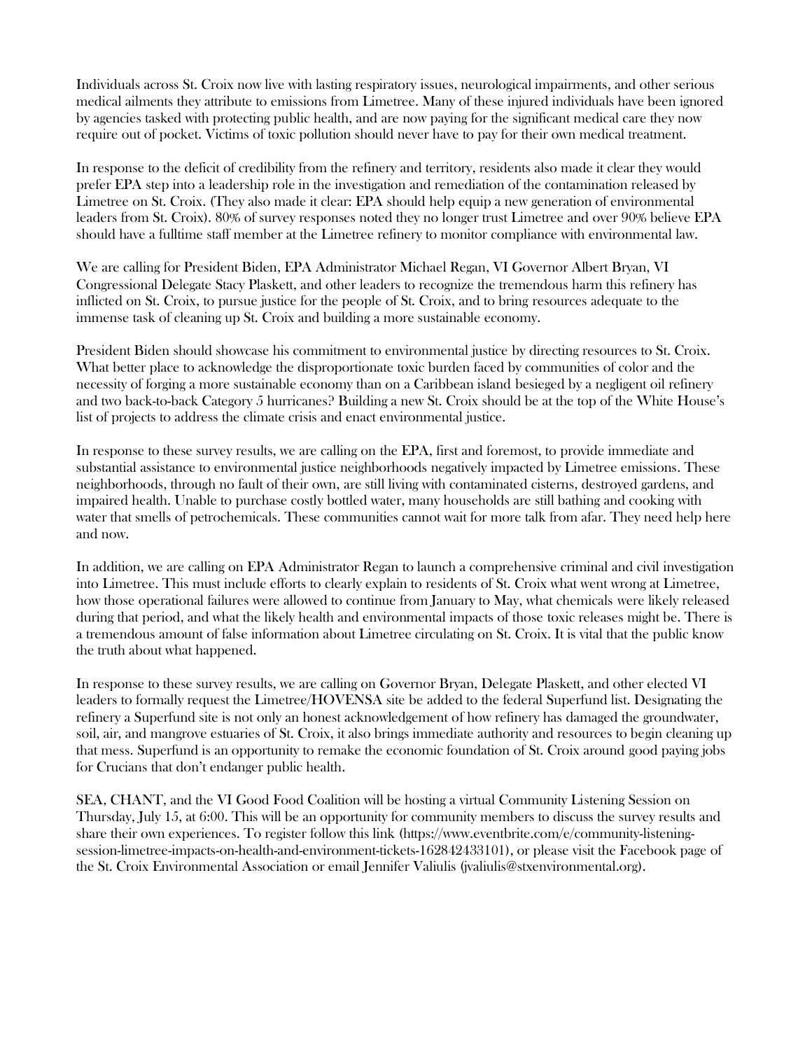Individuals across St. Croix now live with lasting respiratory issues, neurological impairments, and other serious medical ailments they attribute to emissions from Limetree. Many of these injured individuals have been ignored by agencies tasked with protecting public health, and are now paying for the significant medical care they now require out of pocket. Victims of toxic pollution should never have to pay for their own medical treatment.

In response to the deficit of credibility from the refinery and territory, residents also made it clear they would prefer EPA step into a leadership role in the investigation and remediation of the contamination released by Limetree on St. Croix. (They also made it clear: EPA should help equip a new generation of environmental leaders from St. Croix). 80% of survey responses noted they no longer trust Limetree and over 90% believe EPA should have a fulltime staff member at the Limetree refinery to monitor compliance with environmental law.

We are calling for President Biden, EPA Administrator Michael Regan, VI Governor Albert Bryan, VI Congressional Delegate Stacy Plaskett, and other leaders to recognize the tremendous harm this refinery has inflicted on St. Croix, to pursue justice for the people of St. Croix, and to bring resources adequate to the immense task of cleaning up St. Croix and building a more sustainable economy.

President Biden should showcase his commitment to environmental justice by directing resources to St. Croix. What better place to acknowledge the disproportionate toxic burden faced by communities of color and the necessity of forging a more sustainable economy than on a Caribbean island besieged by a negligent oil refinery and two back-to-back Category 5 hurricanes? Building a new St. Croix should be at the top of the White House's list of projects to address the climate crisis and enact environmental justice.

In response to these survey results, we are calling on the EPA, first and foremost, to provide immediate and substantial assistance to environmental justice neighborhoods negatively impacted by Limetree emissions. These neighborhoods, through no fault of their own, are still living with contaminated cisterns, destroyed gardens, and impaired health. Unable to purchase costly bottled water, many households are still bathing and cooking with water that smells of petrochemicals. These communities cannot wait for more talk from afar. They need help here and now.

In addition, we are calling on EPA Administrator Regan to launch a comprehensive criminal and civil investigation into Limetree. This must include efforts to clearly explain to residents of St. Croix what went wrong at Limetree, how those operational failures were allowed to continue from January to May, what chemicals were likely released during that period, and what the likely health and environmental impacts of those toxic releases might be. There is a tremendous amount of false information about Limetree circulating on St. Croix. It is vital that the public know the truth about what happened.

In response to these survey results, we are calling on Governor Bryan, Delegate Plaskett, and other elected VI leaders to formally request the Limetree/HOVENSA site be added to the federal Superfund list. Designating the refinery a Superfund site is not only an honest acknowledgement of how refinery has damaged the groundwater, soil, air, and mangrove estuaries of St. Croix, it also brings immediate authority and resources to begin cleaning up that mess. Superfund is an opportunity to remake the economic foundation of St. Croix around good paying jobs for Crucians that don't endanger public health.

SEA, CHANT, and the VI Good Food Coalition will be hosting a virtual Community Listening Session on Thursday, July 15, at 6:00. This will be an opportunity for community members to discuss the survey results and share their own experiences. To register follow this link (https://www.eventbrite.com/e/community-listening-session-limetree-impacts-on-health-and-environment-tickets-162842433101), or please visit the Facebook page of the St. Croix Environmental Association or email Jennifer Valiulis (jvaliulis@stxenvironmental.org).